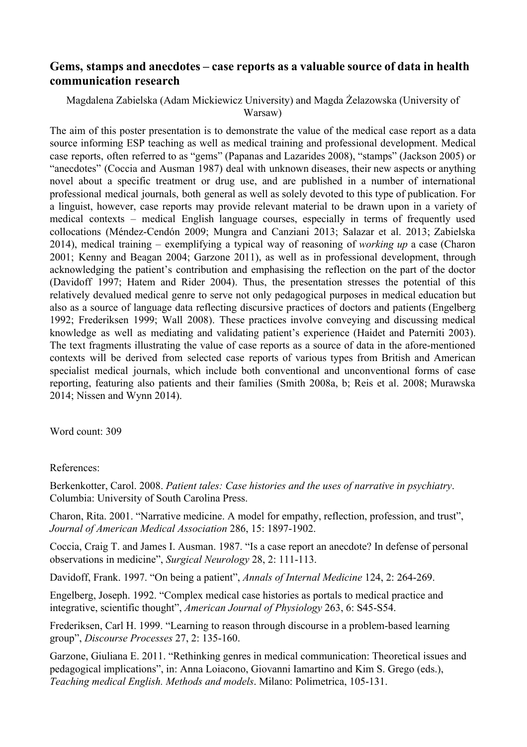## Gems, stamps and anecdotes – case reports as a valuable source of data in health communication research

Magdalena Zabielska (Adam Mickiewicz University) and Magda Żelazowska (University of Warsaw)

The aim of this poster presentation is to demonstrate the value of the medical case report as a data source informing ESP teaching as well as medical training and professional development. Medical case reports, often referred to as "gems" (Papanas and Lazarides 2008), "stamps" (Jackson 2005) or "anecdotes" (Coccia and Ausman 1987) deal with unknown diseases, their new aspects or anything novel about a specific treatment or drug use, and are published in a number of international professional medical journals, both general as well as solely devoted to this type of publication. For a linguist, however, case reports may provide relevant material to be drawn upon in a variety of medical contexts – medical English language courses, especially in terms of frequently used collocations (Méndez-Cendón 2009; Mungra and Canziani 2013; Salazar et al. 2013; Zabielska 2014), medical training – exemplifying a typical way of reasoning of *working up* a case (Charon 2001; Kenny and Beagan 2004; Garzone 2011), as well as in professional development, through acknowledging the patient's contribution and emphasising the reflection on the part of the doctor (Davidoff 1997; Hatem and Rider 2004). Thus, the presentation stresses the potential of this relatively devalued medical genre to serve not only pedagogical purposes in medical education but also as a source of language data reflecting discursive practices of doctors and patients (Engelberg 1992; Frederiksen 1999; Wall 2008). These practices involve conveying and discussing medical knowledge as well as mediating and validating patient's experience (Haidet and Paterniti 2003). The text fragments illustrating the value of case reports as a source of data in the afore-mentioned contexts will be derived from selected case reports of various types from British and American specialist medical journals, which include both conventional and unconventional forms of case reporting, featuring also patients and their families (Smith 2008a, b; Reis et al. 2008; Murawska 2014; Nissen and Wynn 2014).

Word count: 309

References:

Berkenkotter, Carol. 2008. *Patient tales: Case histories and the uses of narrative in psychiatry*. Columbia: University of South Carolina Press.

Charon, Rita. 2001. "Narrative medicine. A model for empathy, reflection, profession, and trust", *Journal of American Medical Association* 286, 15: 1897-1902.

Coccia, Craig T. and James I. Ausman. 1987. "Is a case report an anecdote? In defense of personal observations in medicine", *Surgical Neurology* 28, 2: 111-113.

Davidoff, Frank. 1997. "On being a patient", *Annals of Internal Medicine* 124, 2: 264-269.

Engelberg, Joseph. 1992. "Complex medical case histories as portals to medical practice and integrative, scientific thought", *American Journal of Physiology* 263, 6: S45-S54.

Frederiksen, Carl H. 1999. "Learning to reason through discourse in a problem-based learning group", *Discourse Processes* 27, 2: 135-160.

Garzone, Giuliana E. 2011. "Rethinking genres in medical communication: Theoretical issues and pedagogical implications", in: Anna Loiacono, Giovanni Iamartino and Kim S. Grego (eds.), *Teaching medical English. Methods and models*. Milano: Polimetrica, 105-131.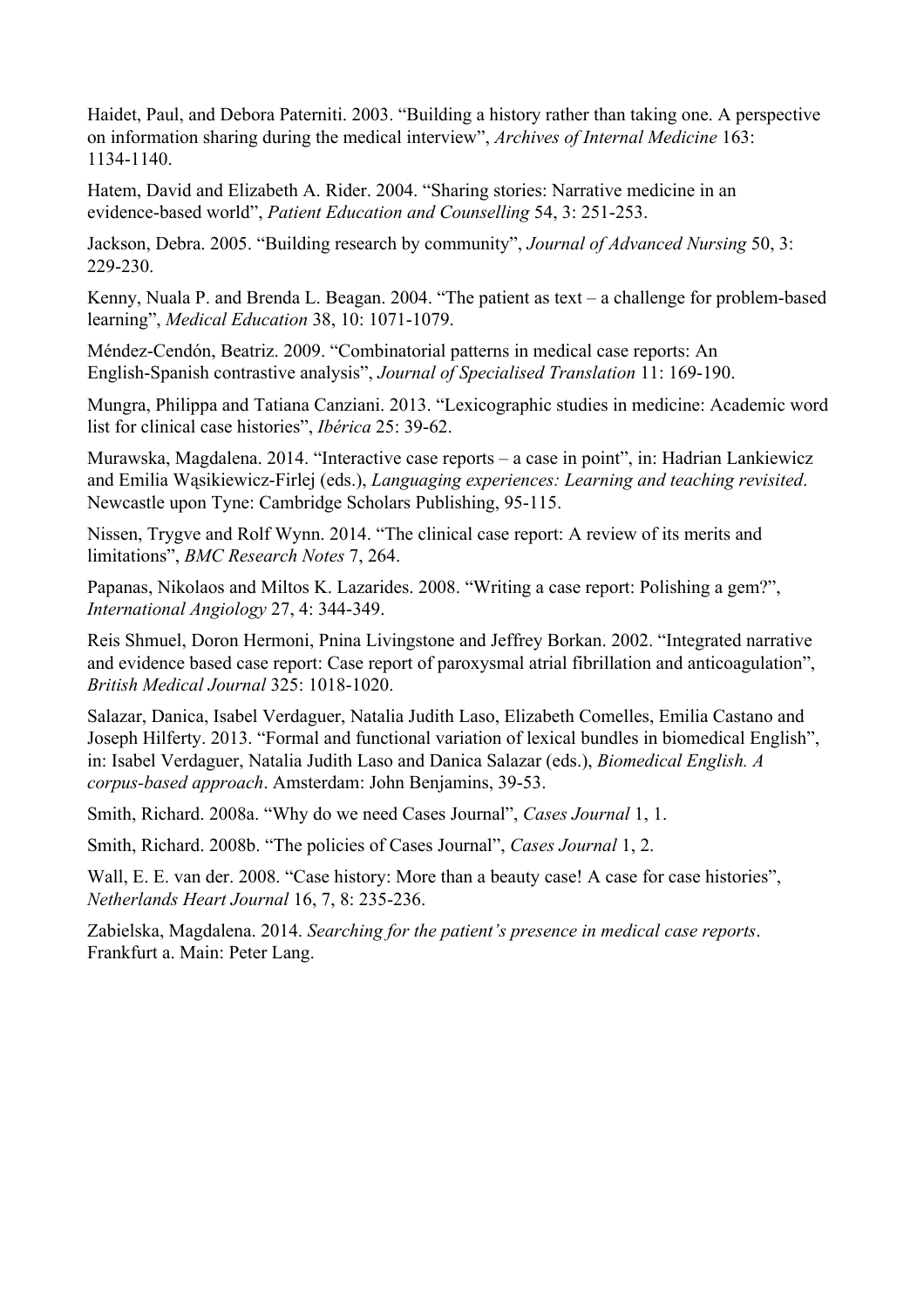Haidet, Paul, and Debora Paterniti. 2003. "Building a history rather than taking one. A perspective on information sharing during the medical interview", *Archives of Internal Medicine* 163: 1134-1140.

Hatem, David and Elizabeth A. Rider. 2004. "Sharing stories: Narrative medicine in an evidence-based world", *Patient Education and Counselling* 54, 3: 251-253.

Jackson, Debra. 2005. "Building research by community", *Journal of Advanced Nursing* 50, 3: 229-230.

Kenny, Nuala P. and Brenda L. Beagan. 2004. "The patient as text – a challenge for problem-based learning", *Medical Education* 38, 10: 1071-1079.

Méndez-Cendón, Beatriz. 2009. "Combinatorial patterns in medical case reports: An English-Spanish contrastive analysis", *Journal of Specialised Translation* 11: 169-190.

Mungra, Philippa and Tatiana Canziani. 2013. "Lexicographic studies in medicine: Academic word list for clinical case histories", *Ibérica* 25: 39-62.

Murawska, Magdalena. 2014. "Interactive case reports – a case in point", in: Hadrian Lankiewicz and Emilia Wąsikiewicz-Firlej (eds.), *Languaging experiences: Learning and teaching revisited*. Newcastle upon Tyne: Cambridge Scholars Publishing, 95-115.

Nissen, Trygve and Rolf Wynn. 2014. "The clinical case report: A review of its merits and limitations", *BMC Research Notes* 7, 264.

Papanas, Nikolaos and Miltos K. Lazarides. 2008. "Writing a case report: Polishing a gem?", *International Angiology* 27, 4: 344-349.

Reis Shmuel, Doron Hermoni, Pnina Livingstone and Jeffrey Borkan. 2002. "Integrated narrative and evidence based case report: Case report of paroxysmal atrial fibrillation and anticoagulation", *British Medical Journal* 325: 1018-1020.

Salazar, Danica, Isabel Verdaguer, Natalia Judith Laso, Elizabeth Comelles, Emilia Castano and Joseph Hilferty. 2013. "Formal and functional variation of lexical bundles in biomedical English", in: Isabel Verdaguer, Natalia Judith Laso and Danica Salazar (eds.), *Biomedical English. A corpus-based approach*. Amsterdam: John Benjamins, 39-53.

Smith, Richard. 2008a. "Why do we need Cases Journal", *Cases Journal* 1, 1.

Smith, Richard. 2008b. "The policies of Cases Journal", *Cases Journal* 1, 2.

Wall, E. E. van der. 2008. "Case history: More than a beauty case! A case for case histories", *Netherlands Heart Journal* 16, 7, 8: 235-236.

Zabielska, Magdalena. 2014. *Searching for the patient's presence in medical case reports*. Frankfurt a. Main: Peter Lang.